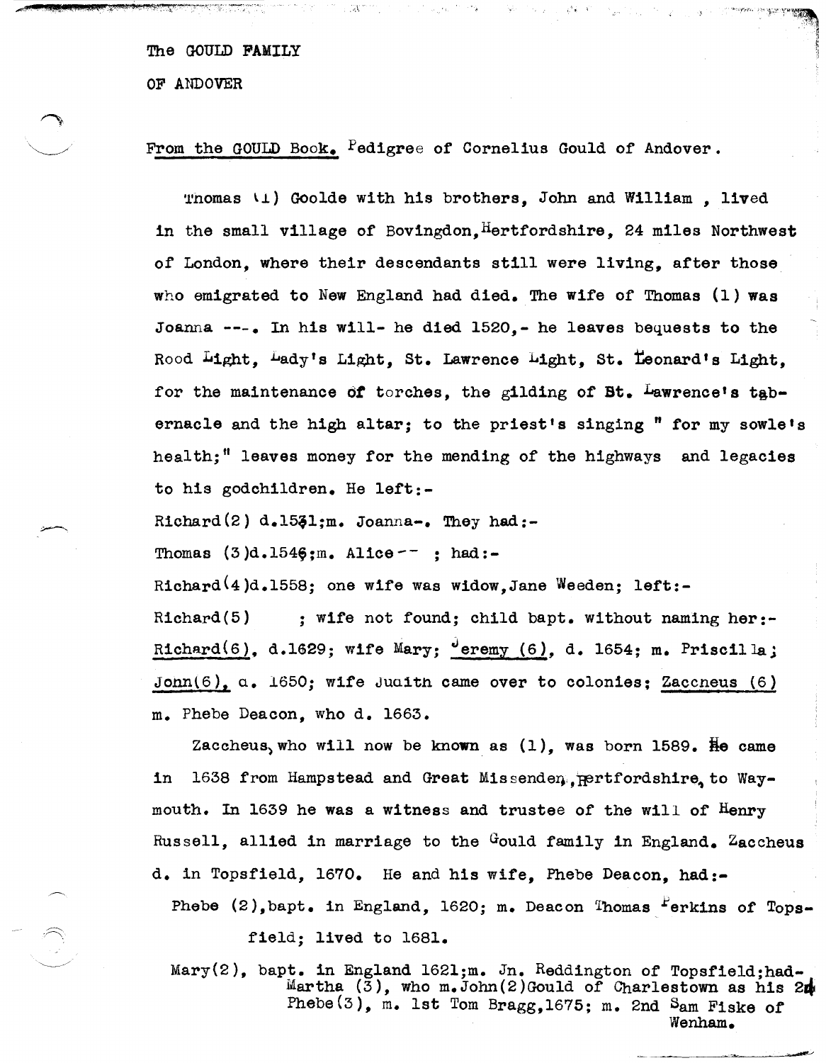The GOULD FAMILY

OF ANDOVER

<u>From the GOULD Book.</u> Pedigree of Cornelius Gould of Andover.

Thomas (1) Goolde with his brothers, John and William , lived in the small village of Bovingdon, Hertfordshire, 24 miles Northwest of London, where their descendants still were living, after those who emigrated to New England had died. The wife of Thomas (1) was Joanna ---. In his will- he died 1520,- he leaves bequests to the Rood Light, Lady's Light, St. Lawrence Light, St. Leonard's Light, for the maintenance of torches, the gilding of St. Lawrence's tabernacle and the high altar; to the priest's singing " for my sowle's health;" leaves money for the mending of the highways and legacies to his godchildren. He left:-

Richard(2) d.1531;m. Joanna-. They had:-

Thomas (3)d.1546;m. Alice-- ; had:-

Richard(4)d.1558; one wife was widow,Jane Weeden; left:-

Richard(5) ; wife not found; child bapt. without naming her:- <u>Richard(6)</u>, d.1629; wife Mary; <u>Jeremy (6)</u>, d. 1654; m. Priscilla; <u>John(6)</u>, d. 1650; wife Judith came over to colonies; <u>Zaccheus (6)</u> m. Phebe Deacon, who d. 1663.

Zaccheus, who will now be known as (1), was born 1589. He came in 1638 from Hampstead and Great Missenden, Hertfordshire, to Waymouth. In 1639 he was a witness and trustee of the will of Henry Russell, allied in marriage to the Gould family in England. Zaccheus d. in Topsfield, 1670. He and his wife, Phebe Deacon, had:-

Phebe (2),bapt. in England, 1620; m. Deacon Thomas Perkins of Topsfield; lived to 1681.

Mary(2), bapt. in England 1621;m. Jn. Reddington of Topsfield;had-
Martha (3), who m.John(2)Gould of Charlestown as his 2d
Phebe(3), m. 1st Tom Bragg,1675; m. 2nd Sam Fiske of Wenham.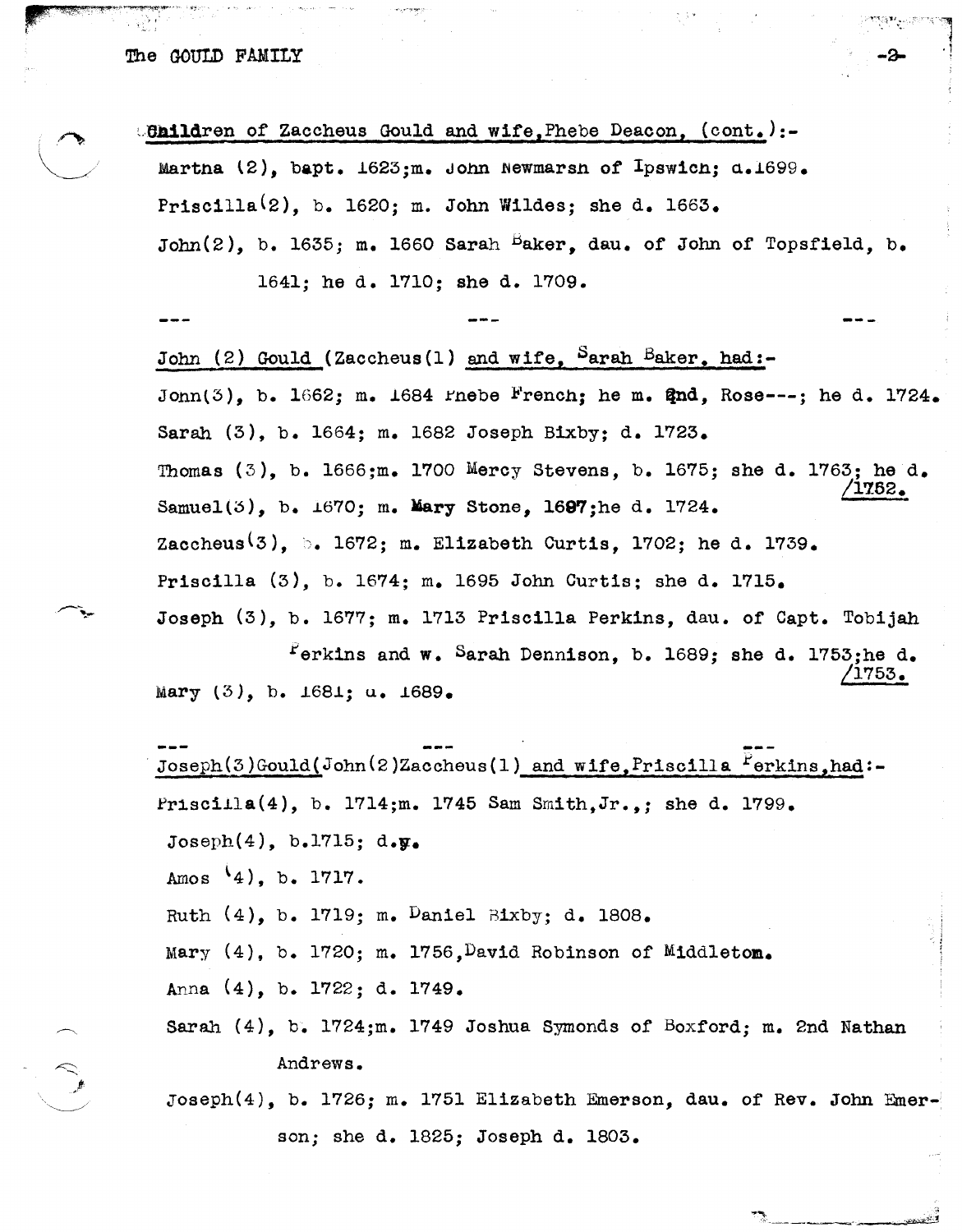Children of Zaccheus Gould and wife, Phebe Deacon, (cont.):-

Martha (2), bapt. 1623; m. John Newmarsh of Ipswich; d. 1699.

Priscilla (2), b. 1620; m. John Wildes; she d. 1663.

John (2), b. 1635; m. 1660 Sarah Baker, dau. of John of Topsfield, b. 1641; he d. 1710; she d. 1709.

--- --- ---

John (2) Gould (Zaccheus (1) and wife, Sarah Baker, had:-

John (3), b. 1662; m. 1684 Phebe French; he m. 2nd, Rose---; he d. 1724.

Sarah (3), b. 1664; m. 1682 Joseph Bixby; d. 1723.

Thomas (3), b. 1666; m. 1700 Mercy Stevens, b. 1675; she d. 1763; he d. 1752.

Samuel (3), b. 1670; m. Mary Stone, 1697; he d. 1724.

Zaccheus (3), b. 1672; m. Elizabeth Curtis, 1702; he d. 1739.

Priscilla (3), b. 1674; m. 1695 John Curtis; she d. 1715.

Joseph (3), b. 1677; m. 1713 Priscilla Perkins, dau. of Capt. Tobijah Perkins and w. Sarah Dennison, b. 1689; she d. 1753; he d. 1753.

Mary (3), b. 1681; d. 1689.

--- --- ---

Joseph (3) Gould (John (2) Zaccheus (1) and wife, Priscilla Perkins, had:-

Priscilla (4), b. 1714; m. 1745 Sam Smith, Jr.,; she d. 1799.

Joseph (4), b. 1715; d. y.

Amos (4), b. 1717.

Ruth (4), b. 1719; m. Daniel Bixby; d. 1808.

Mary (4), b. 1720; m. 1756, David Robinson of Middleton.

Anna (4), b. 1722; d. 1749.

Sarah (4), b. 1724; m. 1749 Joshua Symonds of Boxford; m. 2nd Nathan Andrews.

Joseph (4), b. 1726; m. 1751 Elizabeth Emerson, dau. of Rev. John Emerson; she d. 1825; Joseph d. 1803.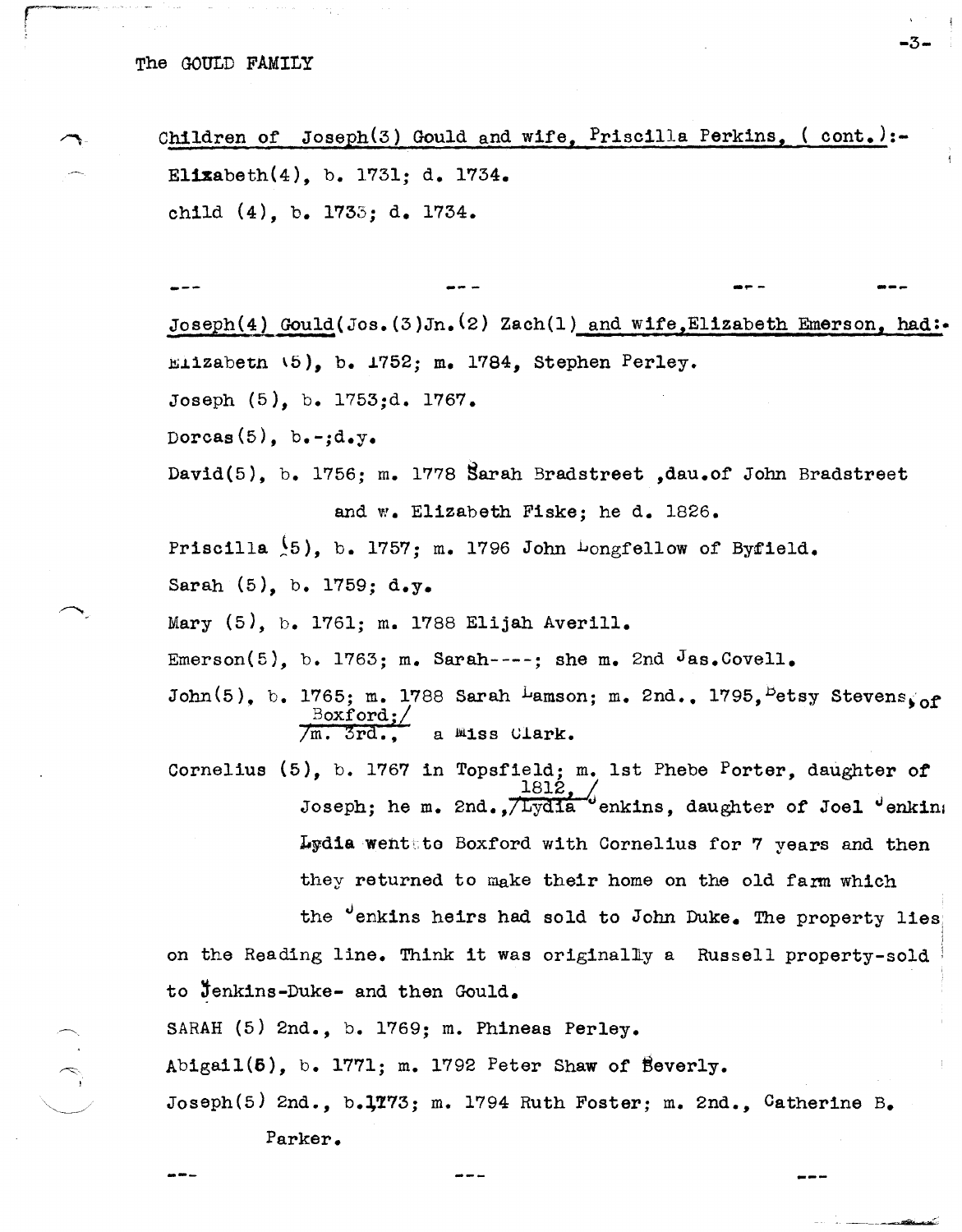The GOULD FAMILY

Children of Joseph(3) Gould and wife, Priscilla Perkins, ( cont.):-

Elizabeth(4), b. 1731; d. 1734.

child (4), b. 1733; d. 1734.

--- --- --- ---

Joseph(4) Gould(Jos.(3)Jn.(2) Zach(1) and wife,Elizabeth Emerson, had:-

Elizabeth (5), b. 1752; m. 1784, Stephen Perley.

Joseph (5), b. 1753;d. 1767.

Dorcas(5), b.-;d.y.

David(5), b. 1756; m. 1778 Sarah Bradstreet ,dau.of John Bradstreet and w. Elizabeth Fiske; he d. 1826.

Priscilla (5), b. 1757; m. 1796 John Longfellow of Byfield.

Sarah (5), b. 1759; d.y.

Mary (5), b. 1761; m. 1788 Elijah Averill.

Emerson(5), b. 1763; m. Sarah----; she m. 2nd Jas.Covell.

John(5), b. 1765; m. 1788 Sarah Lamson; m. 2nd., 1795, Betsy Stevens, of Boxford;/ /m. 3rd., a Miss Clark.

Cornelius (5), b. 1767 in Topsfield; m. 1st Phebe Porter, daughter of Joseph; he m. 2nd., 1812, /Lydia Jenkins, daughter of Joel Jenkins Lydia went to Boxford with Cornelius for 7 years and then they returned to make their home on the old farm which the Jenkins heirs had sold to John Duke. The property lies on the Reading line. Think it was originally a Russell property-sold to Jenkins-Duke- and then Gould.

SARAH (5) 2nd., b. 1769; m. Phineas Perley.

Abigail(5), b. 1771; m. 1792 Peter Shaw of Beverly.

Joseph(5) 2nd., b.1773; m. 1794 Ruth Foster; m. 2nd., Catherine B. Parker.

--- --- ---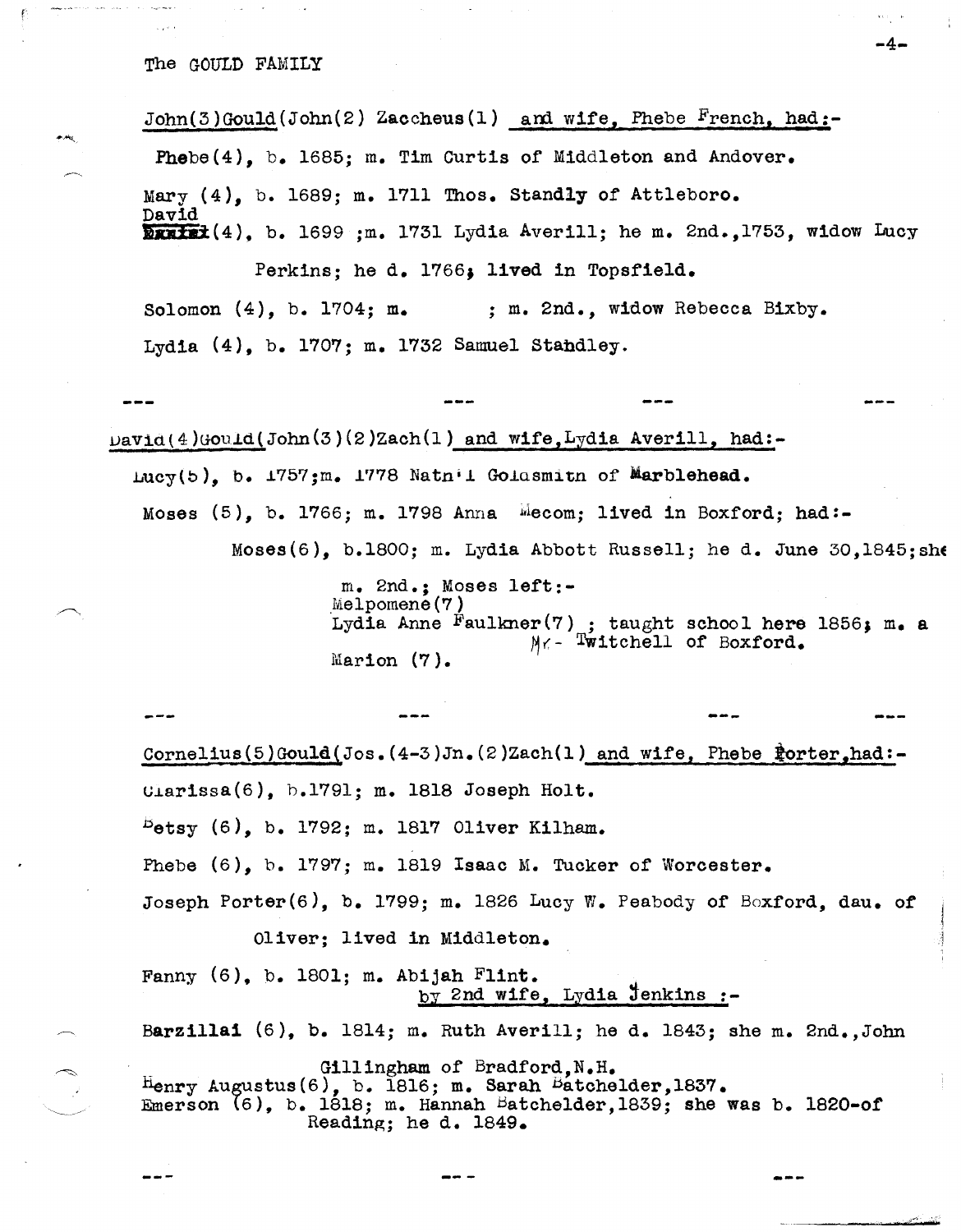John(3)Gould(John(2) Zaccheus(1) and wife, Phebe French, had:-

Phebe(4), b. 1685; m. Tim Curtis of Middleton and Andover.

Mary (4), b. 1689; m. 1711 Thos. Standly of Attleboro.

David (4), b. 1699 ;m. 1731 Lydia Averill; he m. 2nd.,1753, widow Lucy Perkins; he d. 1766; lived in Topsfield.

Solomon (4), b. 1704; m. ; m. 2nd., widow Rebecca Bixby.

Lydia (4), b. 1707; m. 1732 Samuel Standley.

--- --- --- ---

David(4)Gould(John(3)(2)Zach(1) and wife,Lydia Averill, had:-

Lucy(5), b. 1757;m. 1778 Nath'l Goldsmith of Marblehead.

Moses (5), b. 1766; m. 1798 Anna Mecom; lived in Boxford; had:-

Moses(6), b.1800; m. Lydia Abbott Russell; he d. June 30,1845;she m. 2nd.; Moses left:-

Melpomene(7)
Lydia Anne Faulkner(7) ; taught school here 1856; m. a Mr. Twitchell of Boxford.
Marion (7).

--- --- --- ---

Cornelius(5)Gould(Jos.(4-3)Jn.(2)Zach(1) and wife, Phebe Porter,had:-

Clarissa(6), b.1791; m. 1818 Joseph Holt.

Betsy (6), b. 1792; m. 1817 Oliver Kilham.

Phebe (6), b. 1797; m. 1819 Isaac M. Tucker of Worcester.

Joseph Porter(6), b. 1799; m. 1826 Lucy W. Peabody of Boxford, dau. of Oliver; lived in Middleton.

Fanny (6), b. 1801; m. Abijah Flint.

by 2nd wife, Lydia Jenkins :-

Barzillai (6), b. 1814; m. Ruth Averill; he d. 1843; she m. 2nd.,John Gillingham of Bradford,N.H.

Henry Augustus(6), b. 1816; m. Sarah Batchelder,1837.

Emerson (6), b. 1818; m. Hannah Batchelder,1839; she was b. 1820-of Reading; he d. 1849.

--- --- ---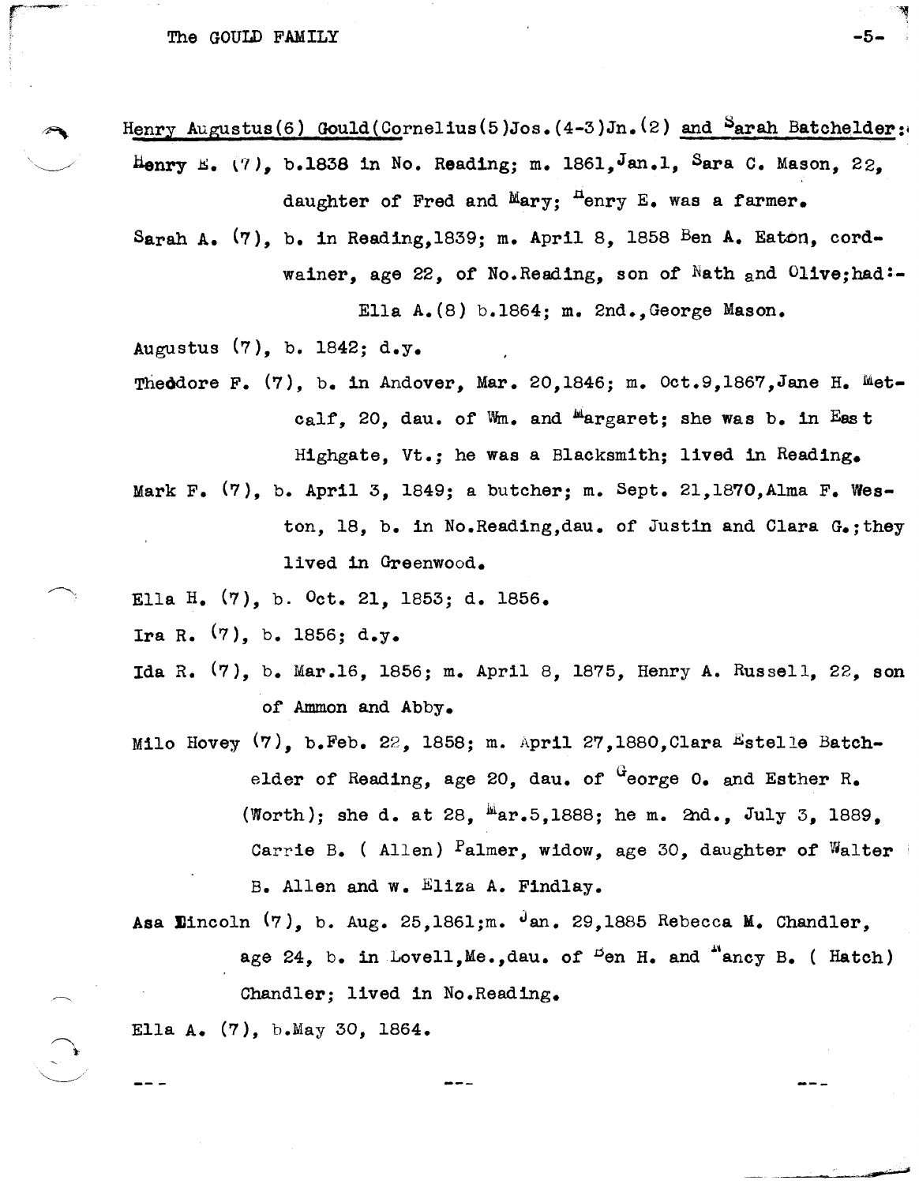Henry Augustus(6) Gould(Cornelius(5)Jos.(4-3)Jn.(2) and Sarah Batchelder:

Henry E. (7), b.1838 in No. Reading; m. 1861,Jan.1, Sara C. Mason, 22, daughter of Fred and Mary; Henry E. was a farmer.

Sarah A. (7), b. in Reading,1839; m. April 8, 1858 Ben A. Eaton, cordwainer, age 22, of No.Reading, son of Nath and Olive;had:-

Ella A.(8) b.1864; m. 2nd.,George Mason.

Augustus (7), b. 1842; d.y.

Theodore F. (7), b. in Andover, Mar. 20,1846; m. Oct.9,1867,Jane H. Metcalf, 20, dau. of Wm. and Margaret; she was b. in East Highgate, Vt.; he was a Blacksmith; lived in Reading.

Mark F. (7), b. April 3, 1849; a butcher; m. Sept. 21,1870,Alma F. Weston, 18, b. in No.Reading,dau. of Justin and Clara G.;they lived in Greenwood.

Ella H. (7), b. Oct. 21, 1853; d. 1856.

Ira R. (7), b. 1856; d.y.

Ida R. (7), b. Mar.16, 1856; m. April 8, 1875, Henry A. Russell, 22, son of Ammon and Abby.

Milo Hovey (7), b.Feb. 22, 1858; m. April 27,1880,Clara Estelle Batchelder of Reading, age 20, dau. of George O. and Esther R. (Worth); she d. at 28, Mar.5,1888; he m. 2nd., July 3, 1889, Carrie B. ( Allen) Palmer, widow, age 30, daughter of Walter B. Allen and w. Eliza A. Findlay.

Asa Lincoln (7), b. Aug. 25,1861;m. Jan. 29,1885 Rebecca M. Chandler, age 24, b. in Lovell,Me.,dau. of Ben H. and Nancy B. ( Hatch) Chandler; lived in No.Reading.

Ella A. (7), b.May 30, 1864.

--- --- ---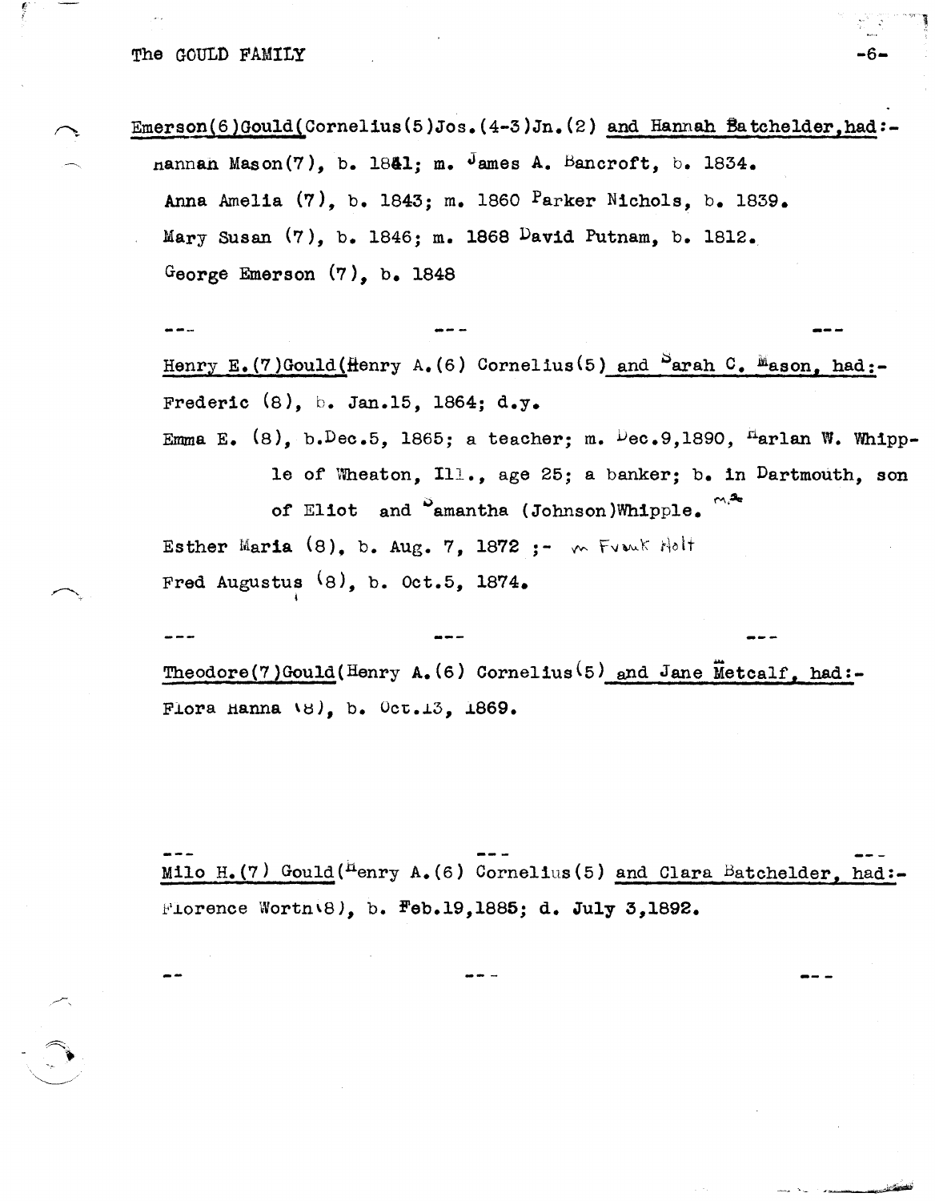<u>Emerson(6)Gould(Cornelius(5)Jos.(4-3)Jn.(2) and Hannah Batchelder, had:-</u>

Hannah Mason(7), b. 1841; m. James A. Bancroft, b. 1834.

Anna Amelia (7), b. 1843; m. 1860 Parker Nichols, b. 1839.

Mary Susan (7), b. 1846; m. 1868 David Putnam, b. 1812.

George Emerson (7), b. 1848

--- --- ---

<u>Henry E.(7)Gould(Henry A.(6) Cornelius(5) and Sarah C. Mason, had:-</u>

Frederic (8), b. Jan.15, 1864; d.y.

Emma E. (8), b.Dec.5, 1865; a teacher; m. Dec.9,1890, Harlan W. Whipple of Wheaton, Ill., age 25; a banker; b. in Dartmouth, son of Eliot and Samantha (Johnson)Whipple. m.2

Esther Maria (8), b. Aug. 7, 1872 ;- m Frank Holt

Fred Augustus (8), b. Oct.5, 1874.

--- --- ---

<u>Theodore(7)Gould</u>(Henry A.(6) Cornelius(5) <u>and Jane Metcalf, had:-</u>

Flora Hanna (8), b. Oct.13, 1869.

--- --- ---

<u>Milo H.(7) Gould</u>(Henry A.(6) Cornelius(5) <u>and Clara Batchelder, had:-</u>

Florence Worth(8), b. Feb.19,1885; d. July 3,1892.

-- --- ---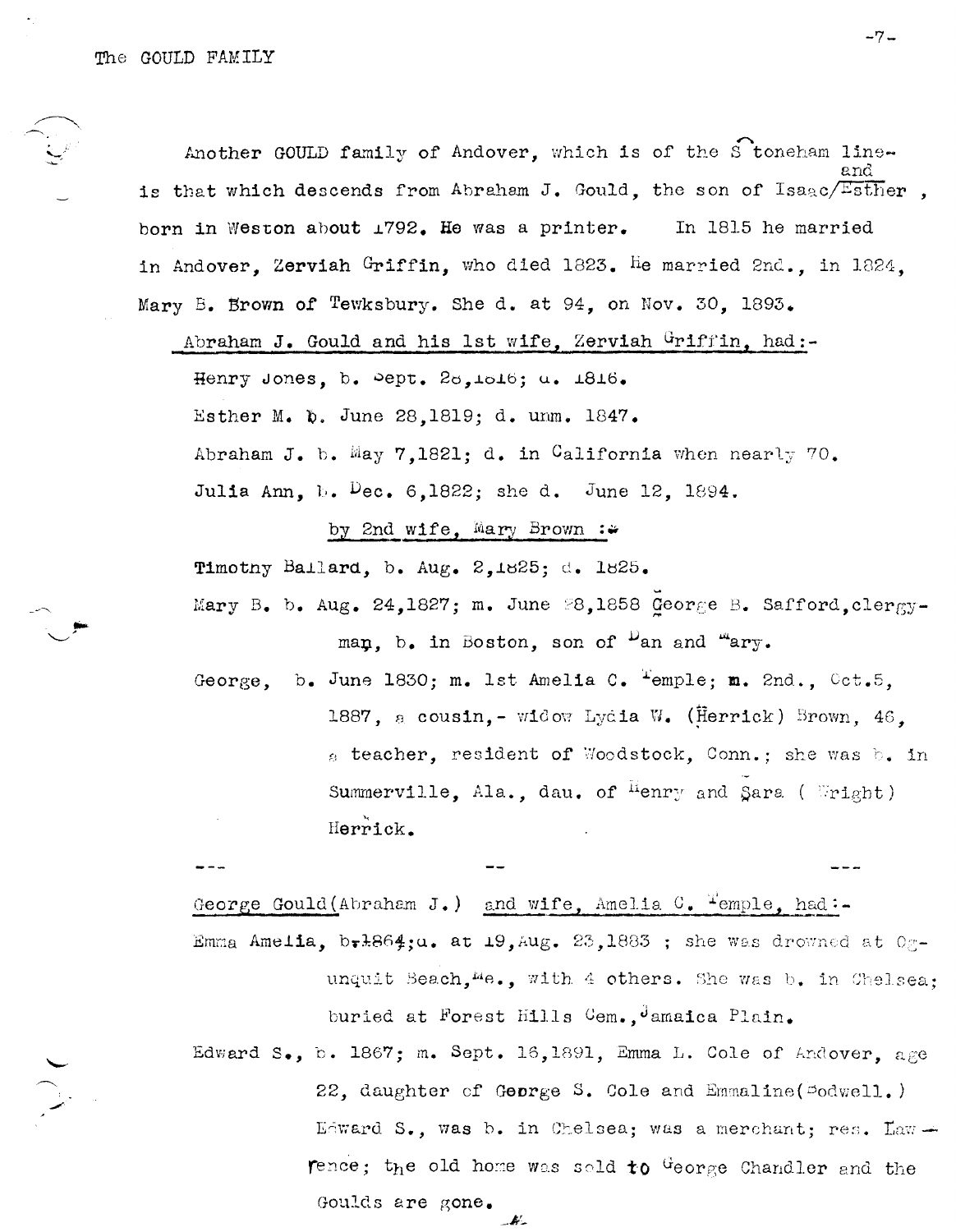Another GOULD family of Andover, which is of the Stoneham line- is that which descends from Abraham J. Gould, the son of Isaac and Esther, born in Weston about 1792. He was a printer. In 1815 he married in Andover, Zerviah Griffin, who died 1823. He married 2nd., in 1824, Mary B. Brown of Tewksbury. She d. at 94, on Nov. 30, 1893.

Abraham J. Gould and his 1st wife, Zerviah Griffin, had:-

Henry Jones, b. Sept. 28,1816; d. 1816.

Esther M. b. June 28,1819; d. unm. 1847.

Abraham J. b. May 7,1821; d. in California when nearly 70.

Julia Ann, b. Dec. 6,1822; she d. June 12, 1894.

by 2nd wife, Mary Brown :-

Timothy Ballard, b. Aug. 2,1825; d. 1825.

Mary B. b. Aug. 24,1827; m. June 28,1858 George B. Safford,clergyman, b. in Boston, son of Dan and Mary.

George, b. June 1830; m. 1st Amelia C. Temple; m. 2nd., Oct.5, 1887, a cousin,- widow Lydia W. (Herrick) Brown, 46, a teacher, resident of Woodstock, Conn.; she was b. in Summerville, Ala., dau. of Henry and Sara (Wright) Herrick.

--- -- ---

George Gould(Abraham J.) and wife, Amelia C. Temple, had:-

Emma Amelia, b.1864;d. at 19,Aug. 23,1883 ; she was drowned at Ogunquit Beach,Me., with 4 others. She was b. in Chelsea; buried at Forest Hills Cem.,Jamaica Plain.

Edward S., b. 1867; m. Sept. 16,1891, Emma L. Cole of Andover, age 22, daughter of George S. Cole and Emmaline(Podwell.) Edward S., was b. in Chelsea; was a merchant; res. Lawrence; the old home was sold to George Chandler and the Goulds are gone.